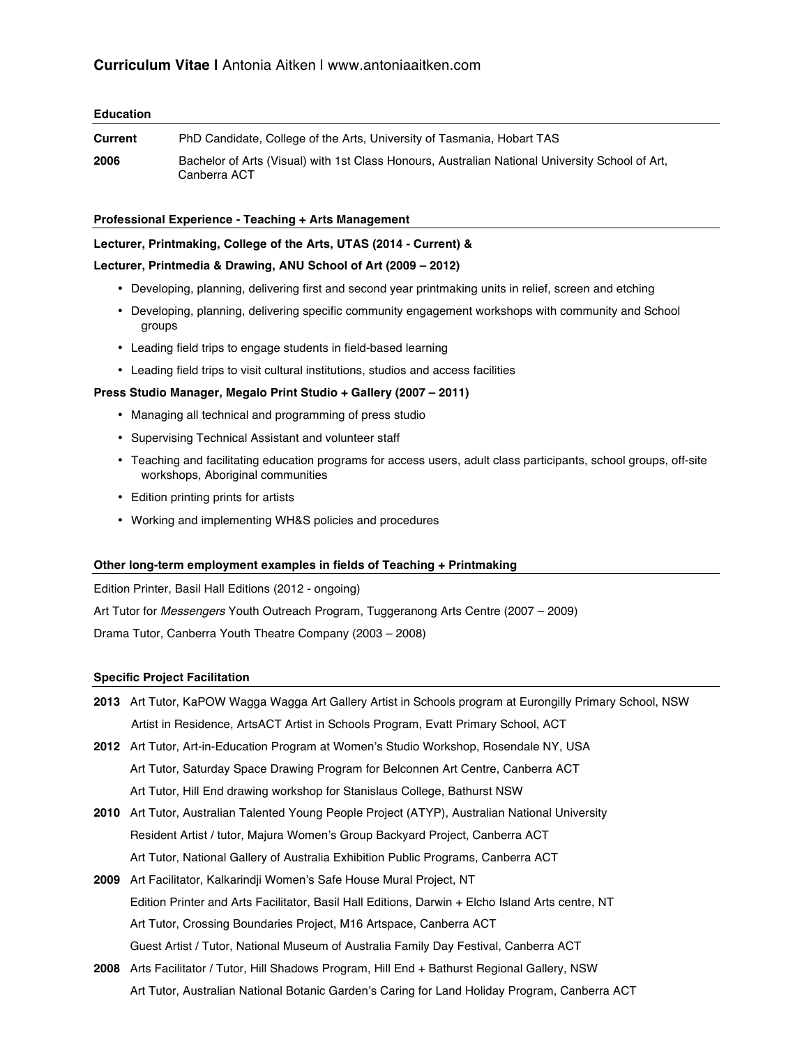# **Curriculum Vitae l** Antonia Aitken l www.antoniaaitken.com

## Education

**Current** PhD Candidate, College of the Arts, University of Tasmania, Hobart TAS

**2006** Bachelor of Arts (Visual) with 1st Class Honours, Australian National University School of Art, Canberra ACT

## Professional Experience - Teaching + Arts Management

**Lecturer, Printmaking, College of the Arts, UTAS (2014 - Current) &**

**Lecturer, Printmedia & Drawing, ANU School of Art (2009 – 2012)**

- Developing, planning, delivering first and second year printmaking units in relief, screen and etching
- Developing, planning, delivering specific community engagement workshops with community and School groups
- Leading field trips to engage students in field-based learning
- Leading field trips to visit cultural institutions, studios and access facilities

**Press Studio Manager, Megalo Print Studio + Gallery (2007 – 2011)**

- Managing all technical and programming of press studio
- Supervising Technical Assistant and volunteer staff
- Teaching and facilitating education programs for access users, adult class participants, school groups, off-site workshops, Aboriginal communities
- Edition printing prints for artists
- Working and implementing WH&S policies and procedures

## Other long-term employment examples in fields of Teaching + Printmaking

Edition Printer, Basil Hall Editions (2012 - ongoing)

Art Tutor for *Messengers* Youth Outreach Program, Tuggeranong Arts Centre (2007 – 2009)

Drama Tutor, Canberra Youth Theatre Company (2003 – 2008)

## Specific Project Facilitation

**2013** Art Tutor, KaPOW Wagga Wagga Art Gallery Artist in Schools program at Eurongilly Primary School, NSW

Artist in Residence, ArtsACT Artist in Schools Program, Evatt Primary School, ACT

**2012** Art Tutor, Art-in-Education Program at Women's Studio Workshop, Rosendale NY, USA

Art Tutor, Saturday Space Drawing Program for Belconnen Art Centre, Canberra ACT

Art Tutor, Hill End drawing workshop for Stanislaus College, Bathurst NSW

**2010** Art Tutor, Australian Talented Young People Project (ATYP), Australian National University

Resident Artist / tutor, Majura Women's Group Backyard Project, Canberra ACT

Art Tutor, National Gallery of Australia Exhibition Public Programs, Canberra ACT

**2009** Art Facilitator, Kalkarindji Women's Safe House Mural Project, NT

Edition Printer and Arts Facilitator, Basil Hall Editions, Darwin + Elcho Island Arts centre, NT

Art Tutor, Crossing Boundaries Project, M16 Artspace, Canberra ACT

Guest Artist / Tutor, National Museum of Australia Family Day Festival, Canberra ACT

**2008** Arts Facilitator / Tutor, Hill Shadows Program, Hill End + Bathurst Regional Gallery, NSW

Art Tutor, Australian National Botanic Garden's Caring for Land Holiday Program, Canberra ACT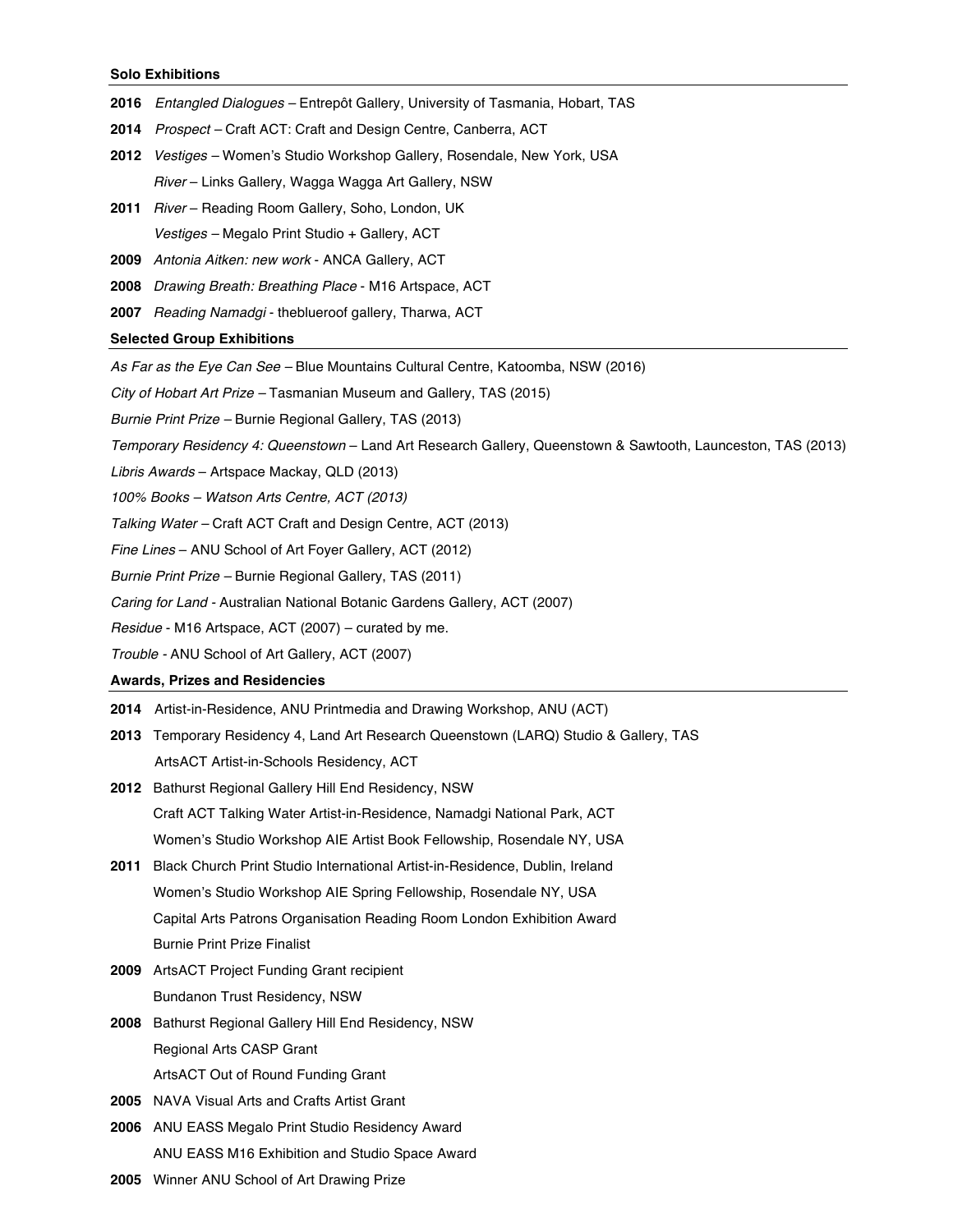### Solo Exhibitions

**2016** *Entangled Dialogues* – Entrepôt Gallery, University of Tasmania, Hobart, TAS

**2014** *Prospect* – Craft ACT: Craft and Design Centre, Canberra, ACT

**2012** *Vestiges* – Women's Studio Workshop Gallery, Rosendale, New York, USA

*River* – Links Gallery, Wagga Wagga Art Gallery, NSW

**2011** *River* – Reading Room Gallery, Soho, London, UK

*Vestiges* – Megalo Print Studio + Gallery, ACT

**2009** *Antonia Aitken: new work* - ANCA Gallery, ACT

**2008** *Drawing Breath: Breathing Place* - M16 Artspace, ACT

**2007** *Reading Namadgi* - theblueroof gallery, Tharwa, ACT

### Selected Group Exhibitions

*As Far as the Eye Can See* – Blue Mountains Cultural Centre, Katoomba, NSW (2016)

*City of Hobart Art Prize* – Tasmanian Museum and Gallery, TAS (2015)

*Burnie Print Prize* – Burnie Regional Gallery, TAS (2013)

*Temporary Residency 4: Queenstown* – Land Art Research Gallery, Queenstown & Sawtooth, Launceston, TAS (2013)

*Libris Awards* – Artspace Mackay, QLD (2013)

*100% Books – Watson Arts Centre, ACT (2013)*

*Talking Water* – Craft ACT Craft and Design Centre, ACT (2013)

*Fine Lines* – ANU School of Art Foyer Gallery, ACT (2012)

*Burnie Print Prize* – Burnie Regional Gallery, TAS (2011)

*Caring for Land* - Australian National Botanic Gardens Gallery, ACT (2007)

*Residue* - M16 Artspace, ACT (2007) – curated by me.

*Trouble* - ANU School of Art Gallery, ACT (2007)

### Awards, Prizes and Residencies

**2014** Artist-in-Residence, ANU Printmedia and Drawing Workshop, ANU (ACT)

**2013** Temporary Residency 4, Land Art Research Queenstown (LARQ) Studio & Gallery, TAS

ArtsACT Artist-in-Schools Residency, ACT

**2012** Bathurst Regional Gallery Hill End Residency, NSW

Craft ACT Talking Water Artist-in-Residence, Namadgi National Park, ACT

Women's Studio Workshop AIE Artist Book Fellowship, Rosendale NY, USA

**2011** Black Church Print Studio International Artist-in-Residence, Dublin, Ireland

Women's Studio Workshop AIE Spring Fellowship, Rosendale NY, USA

Capital Arts Patrons Organisation Reading Room London Exhibition Award

Burnie Print Prize Finalist

**2009** ArtsACT Project Funding Grant recipient

Bundanon Trust Residency, NSW

**2008** Bathurst Regional Gallery Hill End Residency, NSW

Regional Arts CASP Grant

ArtsACT Out of Round Funding Grant

**2005** NAVA Visual Arts and Crafts Artist Grant

**2006** ANU EASS Megalo Print Studio Residency Award

ANU EASS M16 Exhibition and Studio Space Award

**2005** Winner ANU School of Art Drawing Prize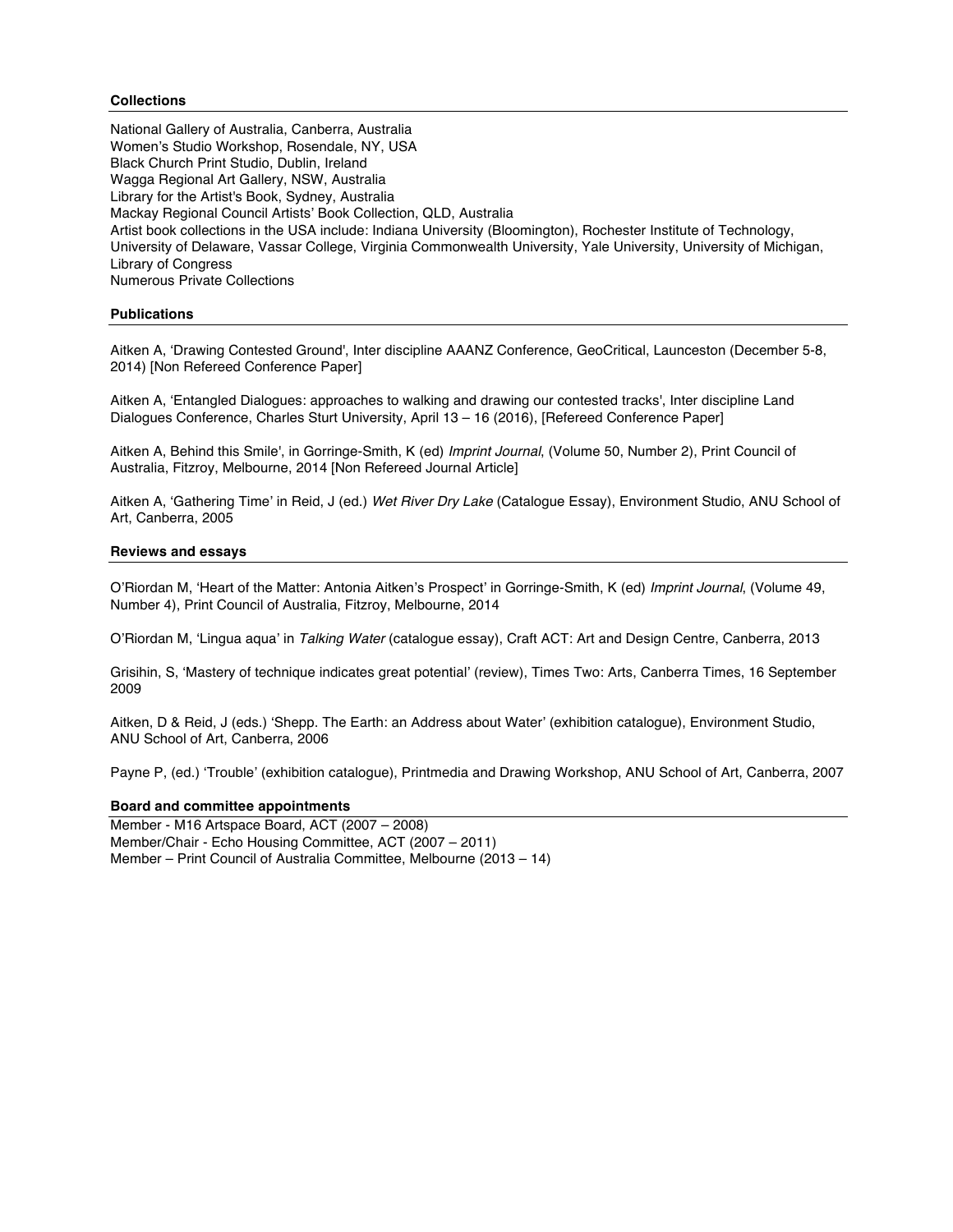**Collections**

National Gallery of Australia, Canberra, Australia
Women's Studio Workshop, Rosendale, NY, USA
Black Church Print Studio, Dublin, Ireland
Wagga Regional Art Gallery, NSW, Australia
Library for the Artist's Book, Sydney, Australia
Mackay Regional Council Artists' Book Collection, QLD, Australia
Artist book collections in the USA include: Indiana University (Bloomington), Rochester Institute of Technology, University of Delaware, Vassar College, Virginia Commonwealth University, Yale University, University of Michigan, Library of Congress
Numerous Private Collections

**Publications**

Aitken A, 'Drawing Contested Ground', Inter discipline AAANZ Conference, GeoCritical, Launceston (December 5-8, 2014) [Non Refereed Conference Paper]

Aitken A, 'Entangled Dialogues: approaches to walking and drawing our contested tracks', Inter discipline Land Dialogues Conference, Charles Sturt University, April 13 – 16 (2016), [Refereed Conference Paper]

Aitken A, Behind this Smile', in Gorringe-Smith, K (ed) *Imprint Journal*, (Volume 50, Number 2), Print Council of Australia, Fitzroy, Melbourne, 2014 [Non Refereed Journal Article]

Aitken A, 'Gathering Time' in Reid, J (ed.) *Wet River Dry Lake* (Catalogue Essay), Environment Studio, ANU School of Art, Canberra, 2005

**Reviews and essays**

O'Riordan M, 'Heart of the Matter: Antonia Aitken's Prospect' in Gorringe-Smith, K (ed) *Imprint Journal*, (Volume 49, Number 4), Print Council of Australia, Fitzroy, Melbourne, 2014

O'Riordan M, 'Lingua aqua' in *Talking Water* (catalogue essay), Craft ACT: Art and Design Centre, Canberra, 2013

Grisihin, S, 'Mastery of technique indicates great potential' (review), Times Two: Arts, Canberra Times, 16 September 2009

Aitken, D & Reid, J (eds.) 'Shepp. The Earth: an Address about Water' (exhibition catalogue), Environment Studio, ANU School of Art, Canberra, 2006

Payne P, (ed.) 'Trouble' (exhibition catalogue), Printmedia and Drawing Workshop, ANU School of Art, Canberra, 2007

**Board and committee appointments**

Member - M16 Artspace Board, ACT (2007 – 2008)
Member/Chair - Echo Housing Committee, ACT (2007 – 2011)
Member – Print Council of Australia Committee, Melbourne (2013 – 14)